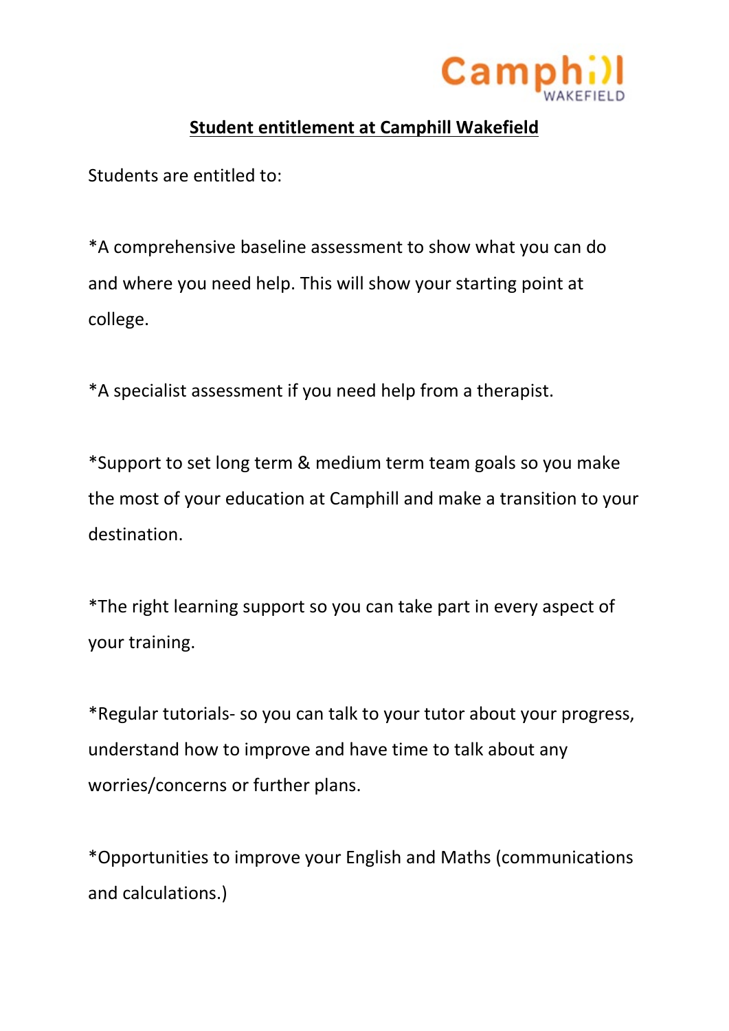Camphill WAKEFIELD

**Student entitlement at Camphill Wakefield**

Students are entitled to:

*A comprehensive baseline assessment to show what you can do and where you need help. This will show your starting point at college.

*A specialist assessment if you need help from a therapist.

*Support to set long term & medium term team goals so you make the most of your education at Camphill and make a transition to your destination.

*The right learning support so you can take part in every aspect of your training.

*Regular tutorials- so you can talk to your tutor about your progress, understand how to improve and have time to talk about any worries/concerns or further plans.

*Opportunities to improve your English and Maths (communications and calculations.)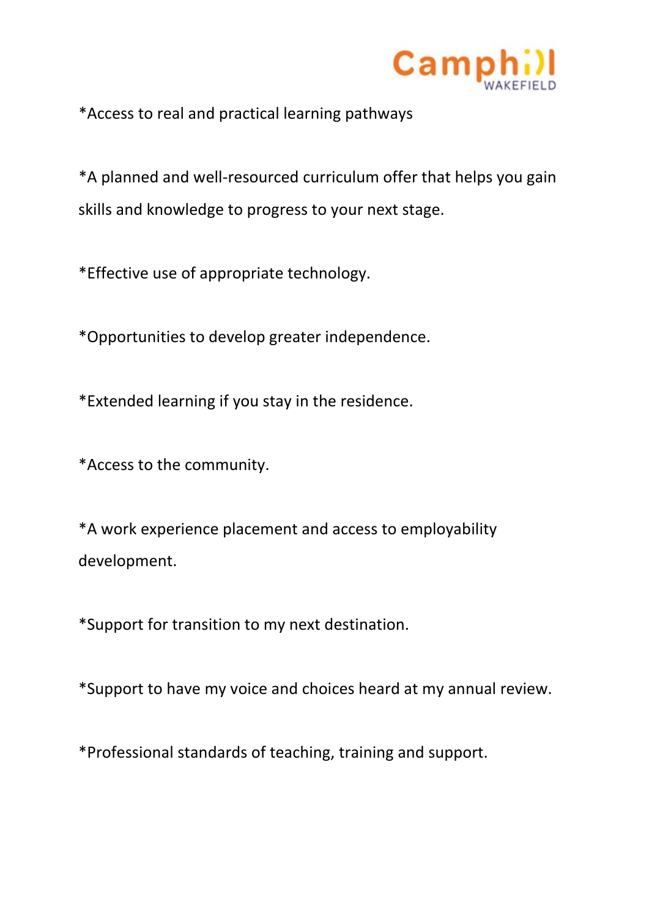*Access to real and practical learning pathways

*A planned and well-resourced curriculum offer that helps you gain skills and knowledge to progress to your next stage.

*Effective use of appropriate technology.

*Opportunities to develop greater independence.

*Extended learning if you stay in the residence.

*Access to the community.

*A work experience placement and access to employability development.

*Support for transition to my next destination.

*Support to have my voice and choices heard at my annual review.

*Professional standards of teaching, training and support.